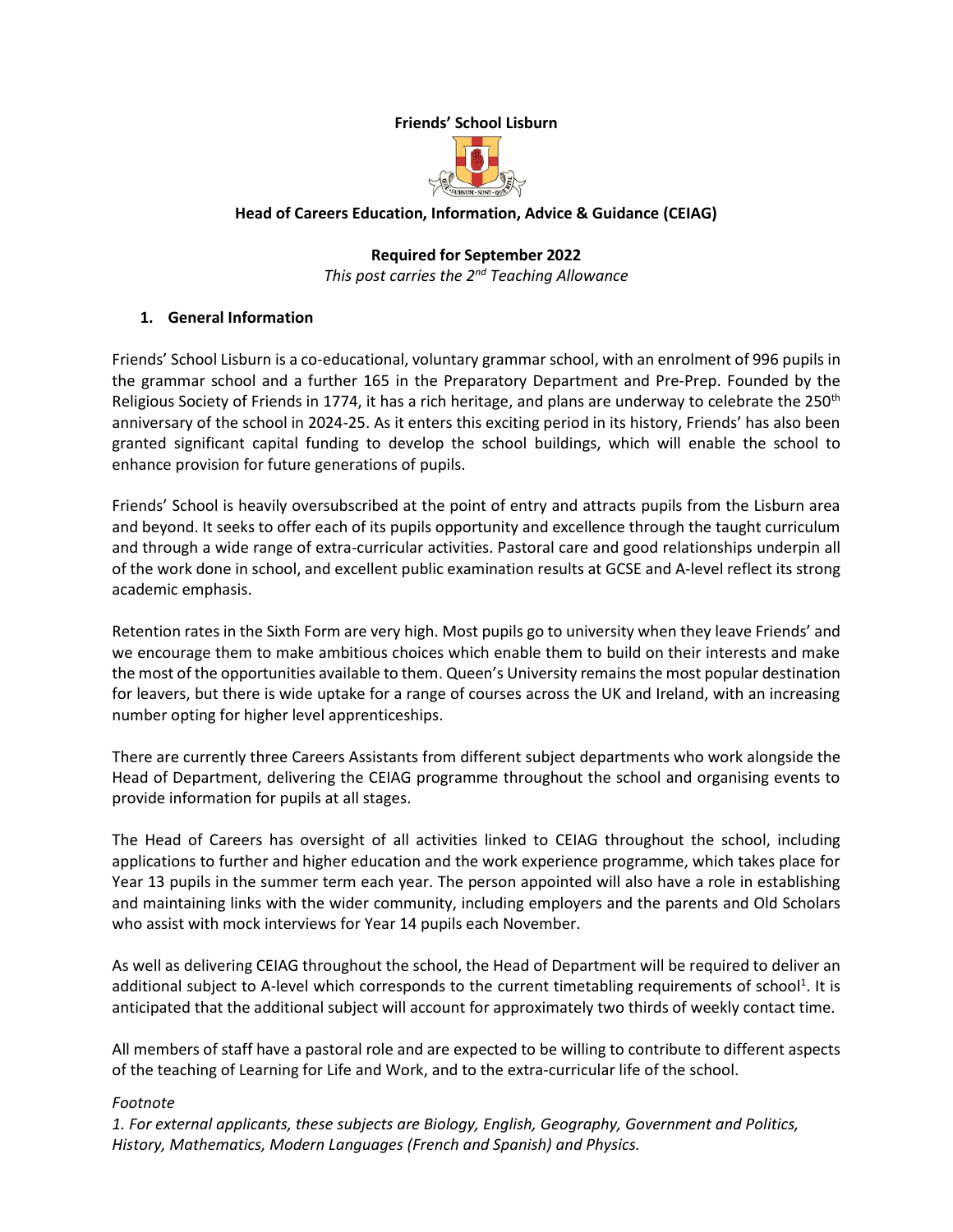**Friends' School Lisburn**

## Head of Careers Education, Information, Advice & Guidance (CEIAG)

**Required for September 2022**

*This post carries the 2nd Teaching Allowance*

### 1. General Information

Friends' School Lisburn is a co-educational, voluntary grammar school, with an enrolment of 996 pupils in the grammar school and a further 165 in the Preparatory Department and Pre-Prep. Founded by the Religious Society of Friends in 1774, it has a rich heritage, and plans are underway to celebrate the 250th anniversary of the school in 2024-25. As it enters this exciting period in its history, Friends' has also been granted significant capital funding to develop the school buildings, which will enable the school to enhance provision for future generations of pupils.

Friends' School is heavily oversubscribed at the point of entry and attracts pupils from the Lisburn area and beyond. It seeks to offer each of its pupils opportunity and excellence through the taught curriculum and through a wide range of extra-curricular activities. Pastoral care and good relationships underpin all of the work done in school, and excellent public examination results at GCSE and A-level reflect its strong academic emphasis.

Retention rates in the Sixth Form are very high. Most pupils go to university when they leave Friends' and we encourage them to make ambitious choices which enable them to build on their interests and make the most of the opportunities available to them. Queen's University remains the most popular destination for leavers, but there is wide uptake for a range of courses across the UK and Ireland, with an increasing number opting for higher level apprenticeships.

There are currently three Careers Assistants from different subject departments who work alongside the Head of Department, delivering the CEIAG programme throughout the school and organising events to provide information for pupils at all stages.

The Head of Careers has oversight of all activities linked to CEIAG throughout the school, including applications to further and higher education and the work experience programme, which takes place for Year 13 pupils in the summer term each year. The person appointed will also have a role in establishing and maintaining links with the wider community, including employers and the parents and Old Scholars who assist with mock interviews for Year 14 pupils each November.

As well as delivering CEIAG throughout the school, the Head of Department will be required to deliver an additional subject to A-level which corresponds to the current timetabling requirements of school[1]. It is anticipated that the additional subject will account for approximately two thirds of weekly contact time.

All members of staff have a pastoral role and are expected to be willing to contribute to different aspects of the teaching of Learning for Life and Work, and to the extra-curricular life of the school.

*Footnote*

*1. For external applicants, these subjects are Biology, English, Geography, Government and Politics, History, Mathematics, Modern Languages (French and Spanish) and Physics.*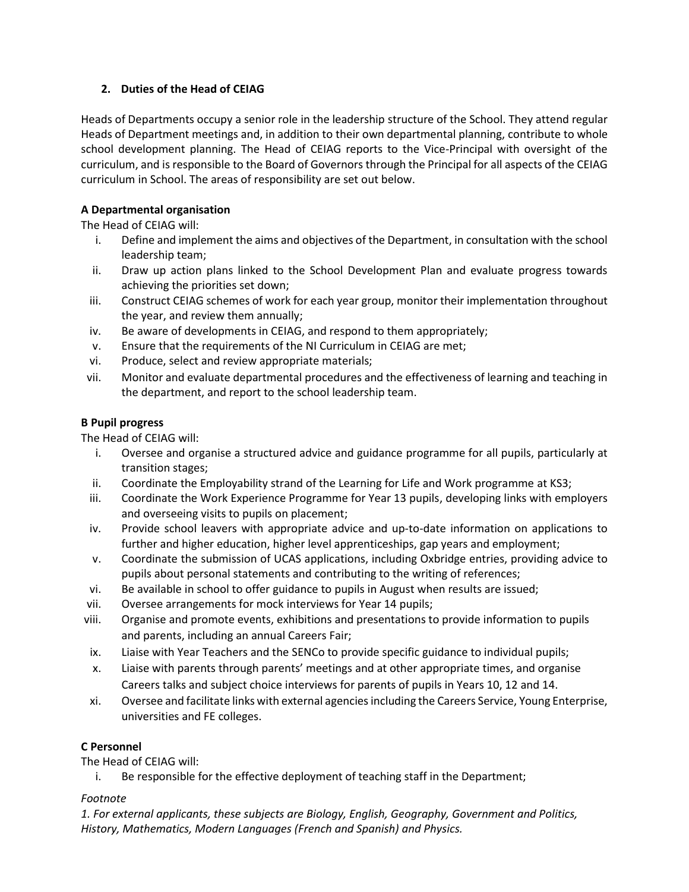## 2. Duties of the Head of CEIAG

Heads of Departments occupy a senior role in the leadership structure of the School. They attend regular Heads of Department meetings and, in addition to their own departmental planning, contribute to whole school development planning. The Head of CEIAG reports to the Vice-Principal with oversight of the curriculum, and is responsible to the Board of Governors through the Principal for all aspects of the CEIAG curriculum in School. The areas of responsibility are set out below.

### A Departmental organisation

The Head of CEIAG will:

i. Define and implement the aims and objectives of the Department, in consultation with the school leadership team;
ii. Draw up action plans linked to the School Development Plan and evaluate progress towards achieving the priorities set down;
iii. Construct CEIAG schemes of work for each year group, monitor their implementation throughout the year, and review them annually;
iv. Be aware of developments in CEIAG, and respond to them appropriately;
v. Ensure that the requirements of the NI Curriculum in CEIAG are met;
vi. Produce, select and review appropriate materials;
vii. Monitor and evaluate departmental procedures and the effectiveness of learning and teaching in the department, and report to the school leadership team.

### B Pupil progress

The Head of CEIAG will:

i. Oversee and organise a structured advice and guidance programme for all pupils, particularly at transition stages;
ii. Coordinate the Employability strand of the Learning for Life and Work programme at KS3;
iii. Coordinate the Work Experience Programme for Year 13 pupils, developing links with employers and overseeing visits to pupils on placement;
iv. Provide school leavers with appropriate advice and up-to-date information on applications to further and higher education, higher level apprenticeships, gap years and employment;
v. Coordinate the submission of UCAS applications, including Oxbridge entries, providing advice to pupils about personal statements and contributing to the writing of references;
vi. Be available in school to offer guidance to pupils in August when results are issued;
vii. Oversee arrangements for mock interviews for Year 14 pupils;
viii. Organise and promote events, exhibitions and presentations to provide information to pupils and parents, including an annual Careers Fair;
ix. Liaise with Year Teachers and the SENCo to provide specific guidance to individual pupils;
x. Liaise with parents through parents' meetings and at other appropriate times, and organise Careers talks and subject choice interviews for parents of pupils in Years 10, 12 and 14.
xi. Oversee and facilitate links with external agencies including the Careers Service, Young Enterprise, universities and FE colleges.

### C Personnel

The Head of CEIAG will:

i. Be responsible for the effective deployment of teaching staff in the Department;

*Footnote*

*1. For external applicants, these subjects are Biology, English, Geography, Government and Politics, History, Mathematics, Modern Languages (French and Spanish) and Physics.*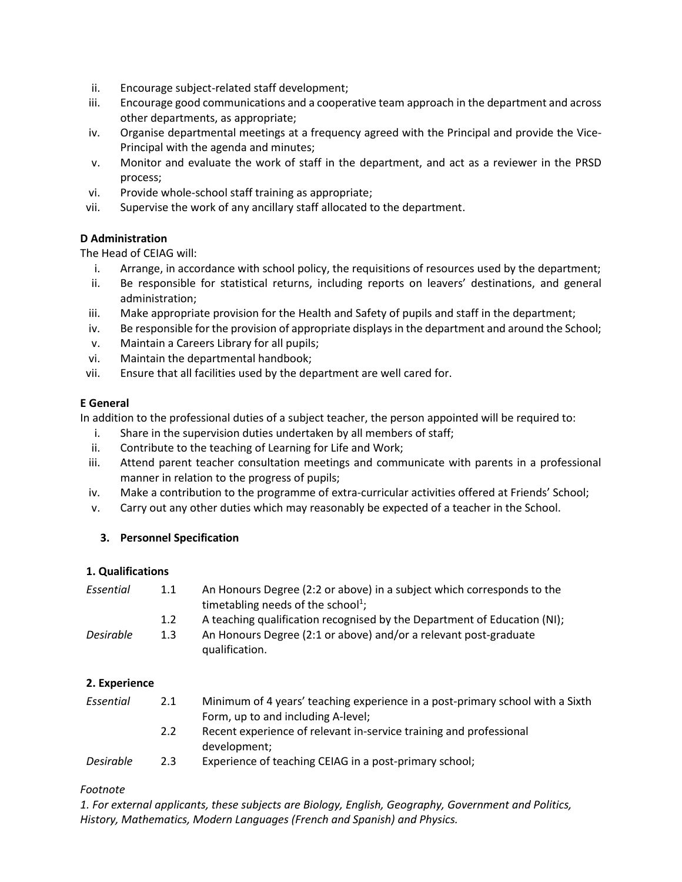ii. Encourage subject-related staff development;
iii. Encourage good communications and a cooperative team approach in the department and across other departments, as appropriate;
iv. Organise departmental meetings at a frequency agreed with the Principal and provide the Vice-Principal with the agenda and minutes;
v. Monitor and evaluate the work of staff in the department, and act as a reviewer in the PRSD process;
vi. Provide whole-school staff training as appropriate;
vii. Supervise the work of any ancillary staff allocated to the department.

**D Administration**

The Head of CEIAG will:

i. Arrange, in accordance with school policy, the requisitions of resources used by the department;
ii. Be responsible for statistical returns, including reports on leavers' destinations, and general administration;
iii. Make appropriate provision for the Health and Safety of pupils and staff in the department;
iv. Be responsible for the provision of appropriate displays in the department and around the School;
v. Maintain a Careers Library for all pupils;
vi. Maintain the departmental handbook;
vii. Ensure that all facilities used by the department are well cared for.

**E General**

In addition to the professional duties of a subject teacher, the person appointed will be required to:

i. Share in the supervision duties undertaken by all members of staff;
ii. Contribute to the teaching of Learning for Life and Work;
iii. Attend parent teacher consultation meetings and communicate with parents in a professional manner in relation to the progress of pupils;
iv. Make a contribution to the programme of extra-curricular activities offered at Friends' School;
v. Carry out any other duties which may reasonably be expected of a teacher in the School.

## 3. Personnel Specification

**1. Qualifications**

| | | |
|---|---|---|
| *Essential* | 1.1 | An Honours Degree (2:2 or above) in a subject which corresponds to the timetabling needs of the school[1]; |
| | 1.2 | A teaching qualification recognised by the Department of Education (NI); |
| *Desirable* | 1.3 | An Honours Degree (2:1 or above) and/or a relevant post-graduate qualification. |

**2. Experience**

| | | |
|---|---|---|
| *Essential* | 2.1 | Minimum of 4 years' teaching experience in a post-primary school with a Sixth Form, up to and including A-level; |
| | 2.2 | Recent experience of relevant in-service training and professional development; |
| *Desirable* | 2.3 | Experience of teaching CEIAG in a post-primary school; |

*Footnote*

*1. For external applicants, these subjects are Biology, English, Geography, Government and Politics, History, Mathematics, Modern Languages (French and Spanish) and Physics.*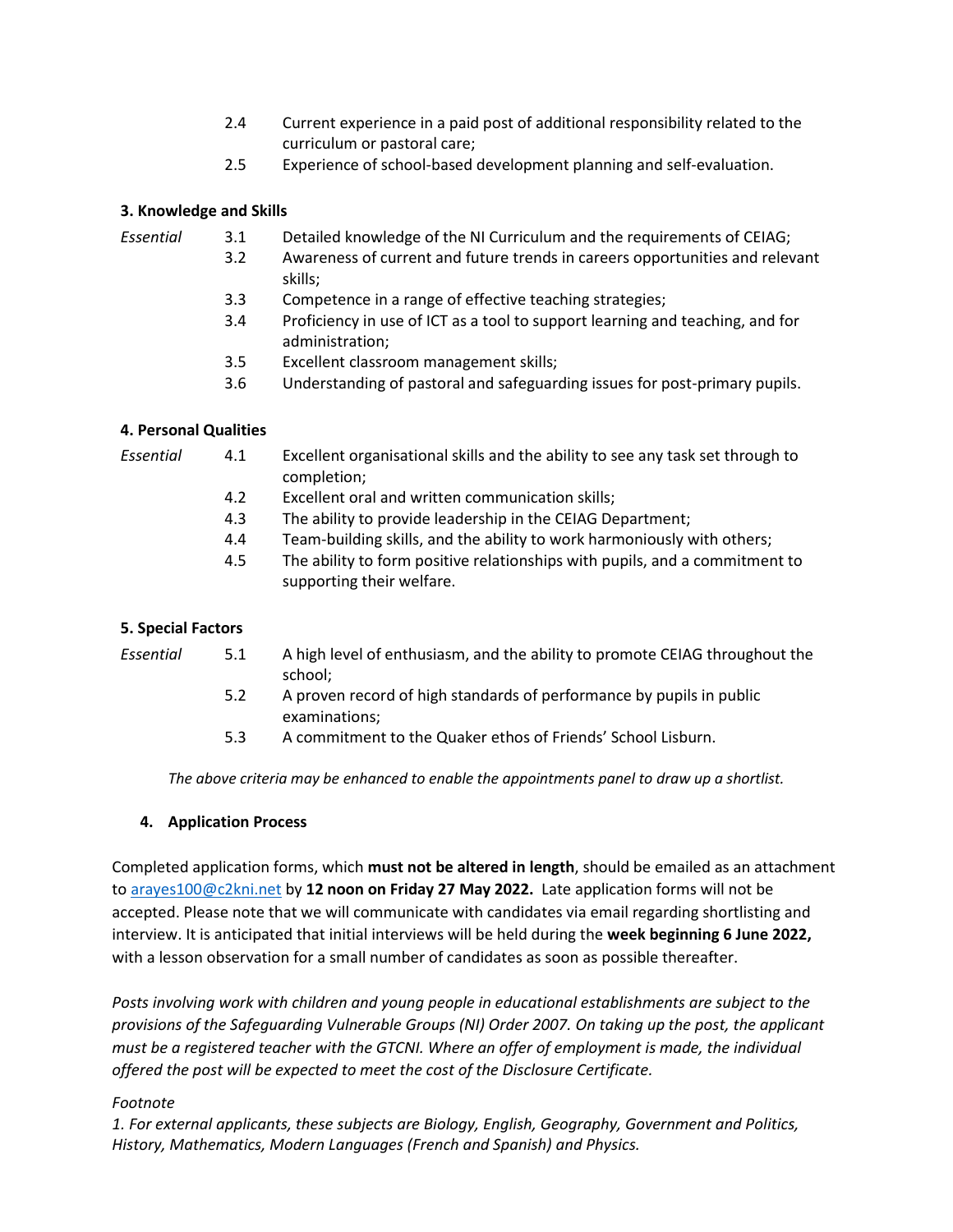2.4 Current experience in a paid post of additional responsibility related to the curriculum or pastoral care;

2.5 Experience of school-based development planning and self-evaluation.

### 3. Knowledge and Skills

*Essential*

3.1 Detailed knowledge of the NI Curriculum and the requirements of CEIAG;

3.2 Awareness of current and future trends in careers opportunities and relevant skills;

3.3 Competence in a range of effective teaching strategies;

3.4 Proficiency in use of ICT as a tool to support learning and teaching, and for administration;

3.5 Excellent classroom management skills;

3.6 Understanding of pastoral and safeguarding issues for post-primary pupils.

### 4. Personal Qualities

*Essential*

4.1 Excellent organisational skills and the ability to see any task set through to completion;

4.2 Excellent oral and written communication skills;

4.3 The ability to provide leadership in the CEIAG Department;

4.4 Team-building skills, and the ability to work harmoniously with others;

4.5 The ability to form positive relationships with pupils, and a commitment to supporting their welfare.

### 5. Special Factors

*Essential*

5.1 A high level of enthusiasm, and the ability to promote CEIAG throughout the school;

5.2 A proven record of high standards of performance by pupils in public examinations;

5.3 A commitment to the Quaker ethos of Friends' School Lisburn.

*The above criteria may be enhanced to enable the appointments panel to draw up a shortlist.*

## 4. Application Process

Completed application forms, which **must not be altered in length**, should be emailed as an attachment to arayes100@c2kni.net by **12 noon on Friday 27 May 2022.** Late application forms will not be accepted. Please note that we will communicate with candidates via email regarding shortlisting and interview. It is anticipated that initial interviews will be held during the **week beginning 6 June 2022,** with a lesson observation for a small number of candidates as soon as possible thereafter.

*Posts involving work with children and young people in educational establishments are subject to the provisions of the Safeguarding Vulnerable Groups (NI) Order 2007. On taking up the post, the applicant must be a registered teacher with the GTCNI. Where an offer of employment is made, the individual offered the post will be expected to meet the cost of the Disclosure Certificate.*

*Footnote*

*1. For external applicants, these subjects are Biology, English, Geography, Government and Politics, History, Mathematics, Modern Languages (French and Spanish) and Physics.*